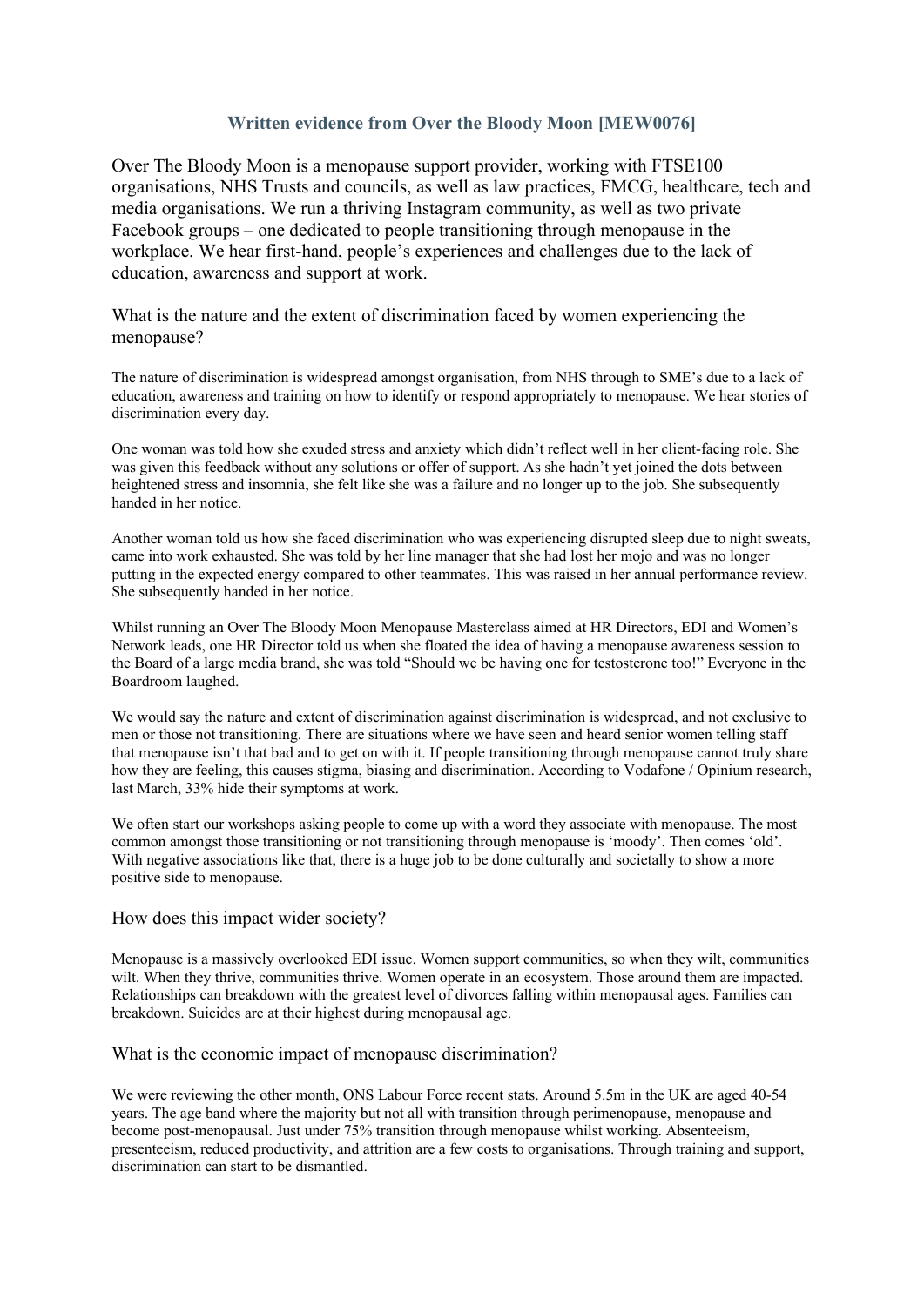# Written evidence from Over the Bloody Moon [MEW0076]

Over The Bloody Moon is a menopause support provider, working with FTSE100 organisations, NHS Trusts and councils, as well as law practices, FMCG, healthcare, tech and media organisations. We run a thriving Instagram community, as well as two private Facebook groups – one dedicated to people transitioning through menopause in the workplace. We hear first-hand, people's experiences and challenges due to the lack of education, awareness and support at work.

## What is the nature and the extent of discrimination faced by women experiencing the menopause?

The nature of discrimination is widespread amongst organisation, from NHS through to SME's due to a lack of education, awareness and training on how to identify or respond appropriately to menopause. We hear stories of discrimination every day.

One woman was told how she exuded stress and anxiety which didn't reflect well in her client-facing role. She was given this feedback without any solutions or offer of support. As she hadn't yet joined the dots between heightened stress and insomnia, she felt like she was a failure and no longer up to the job. She subsequently handed in her notice.

Another woman told us how she faced discrimination who was experiencing disrupted sleep due to night sweats, came into work exhausted. She was told by her line manager that she had lost her mojo and was no longer putting in the expected energy compared to other teammates. This was raised in her annual performance review. She subsequently handed in her notice.

Whilst running an Over The Bloody Moon Menopause Masterclass aimed at HR Directors, EDI and Women's Network leads, one HR Director told us when she floated the idea of having a menopause awareness session to the Board of a large media brand, she was told "Should we be having one for testosterone too!" Everyone in the Boardroom laughed.

We would say the nature and extent of discrimination against discrimination is widespread, and not exclusive to men or those not transitioning. There are situations where we have seen and heard senior women telling staff that menopause isn't that bad and to get on with it. If people transitioning through menopause cannot truly share how they are feeling, this causes stigma, biasing and discrimination. According to Vodafone / Opinium research, last March, 33% hide their symptoms at work.

We often start our workshops asking people to come up with a word they associate with menopause. The most common amongst those transitioning or not transitioning through menopause is 'moody'. Then comes 'old'. With negative associations like that, there is a huge job to be done culturally and societally to show a more positive side to menopause.

## How does this impact wider society?

Menopause is a massively overlooked EDI issue. Women support communities, so when they wilt, communities wilt. When they thrive, communities thrive. Women operate in an ecosystem. Those around them are impacted. Relationships can breakdown with the greatest level of divorces falling within menopausal ages. Families can breakdown. Suicides are at their highest during menopausal age.

## What is the economic impact of menopause discrimination?

We were reviewing the other month, ONS Labour Force recent stats. Around 5.5m in the UK are aged 40-54 years. The age band where the majority but not all with transition through perimenopause, menopause and become post-menopausal. Just under 75% transition through menopause whilst working. Absenteeism, presenteeism, reduced productivity, and attrition are a few costs to organisations. Through training and support, discrimination can start to be dismantled.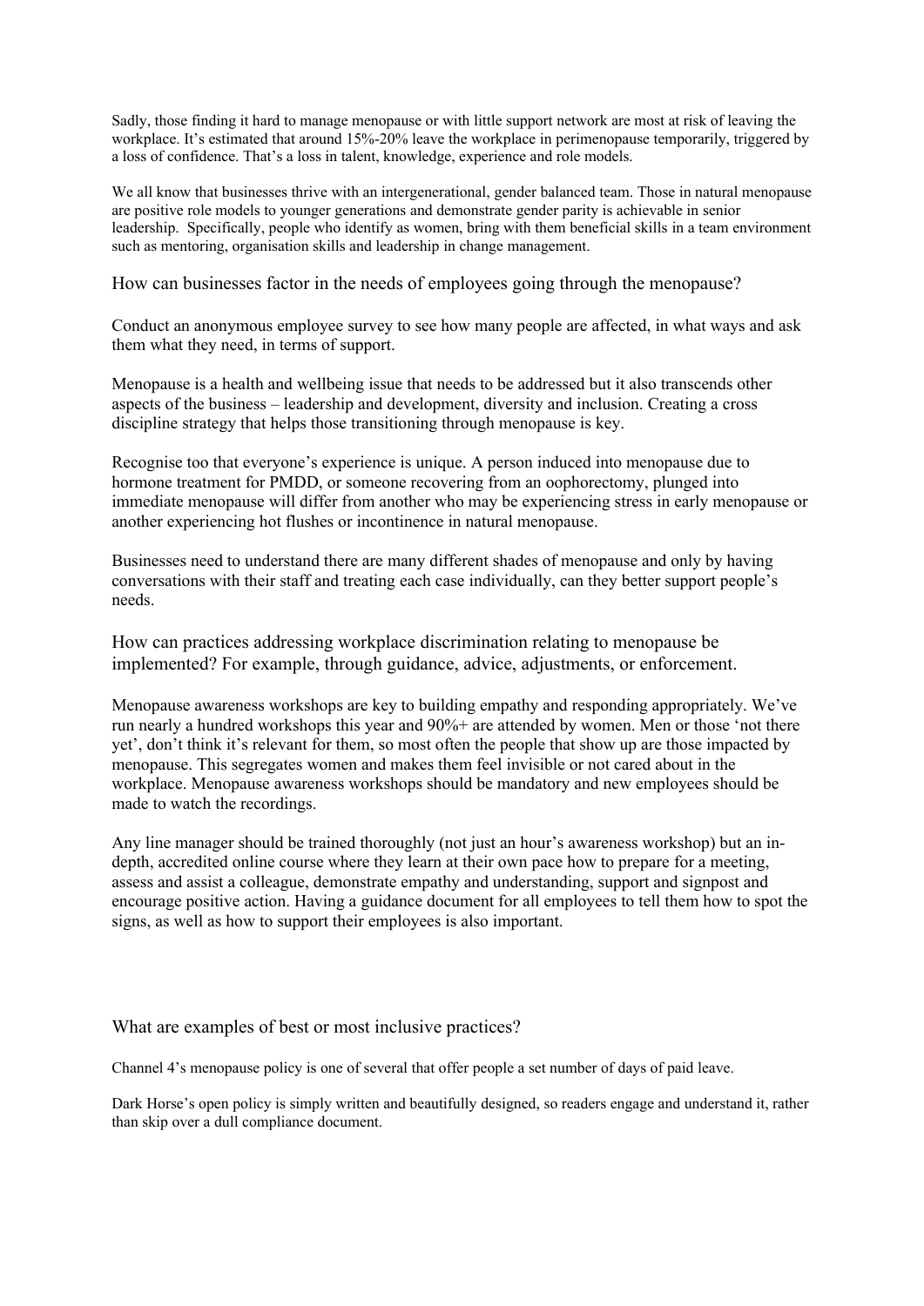Sadly, those finding it hard to manage menopause or with little support network are most at risk of leaving the workplace. It's estimated that around 15%-20% leave the workplace in perimenopause temporarily, triggered by a loss of confidence. That's a loss in talent, knowledge, experience and role models.

We all know that businesses thrive with an intergenerational, gender balanced team. Those in natural menopause are positive role models to younger generations and demonstrate gender parity is achievable in senior leadership. Specifically, people who identify as women, bring with them beneficial skills in a team environment such as mentoring, organisation skills and leadership in change management.

## How can businesses factor in the needs of employees going through the menopause?

Conduct an anonymous employee survey to see how many people are affected, in what ways and ask them what they need, in terms of support.

Menopause is a health and wellbeing issue that needs to be addressed but it also transcends other aspects of the business – leadership and development, diversity and inclusion. Creating a cross discipline strategy that helps those transitioning through menopause is key.

Recognise too that everyone's experience is unique. A person induced into menopause due to hormone treatment for PMDD, or someone recovering from an oophorectomy, plunged into immediate menopause will differ from another who may be experiencing stress in early menopause or another experiencing hot flushes or incontinence in natural menopause.

Businesses need to understand there are many different shades of menopause and only by having conversations with their staff and treating each case individually, can they better support people's needs.

## How can practices addressing workplace discrimination relating to menopause be implemented? For example, through guidance, advice, adjustments, or enforcement.

Menopause awareness workshops are key to building empathy and responding appropriately. We've run nearly a hundred workshops this year and 90%+ are attended by women. Men or those 'not there yet', don't think it's relevant for them, so most often the people that show up are those impacted by menopause. This segregates women and makes them feel invisible or not cared about in the workplace. Menopause awareness workshops should be mandatory and new employees should be made to watch the recordings.

Any line manager should be trained thoroughly (not just an hour's awareness workshop) but an in-depth, accredited online course where they learn at their own pace how to prepare for a meeting, assess and assist a colleague, demonstrate empathy and understanding, support and signpost and encourage positive action. Having a guidance document for all employees to tell them how to spot the signs, as well as how to support their employees is also important.

## What are examples of best or most inclusive practices?

Channel 4's menopause policy is one of several that offer people a set number of days of paid leave.

Dark Horse's open policy is simply written and beautifully designed, so readers engage and understand it, rather than skip over a dull compliance document.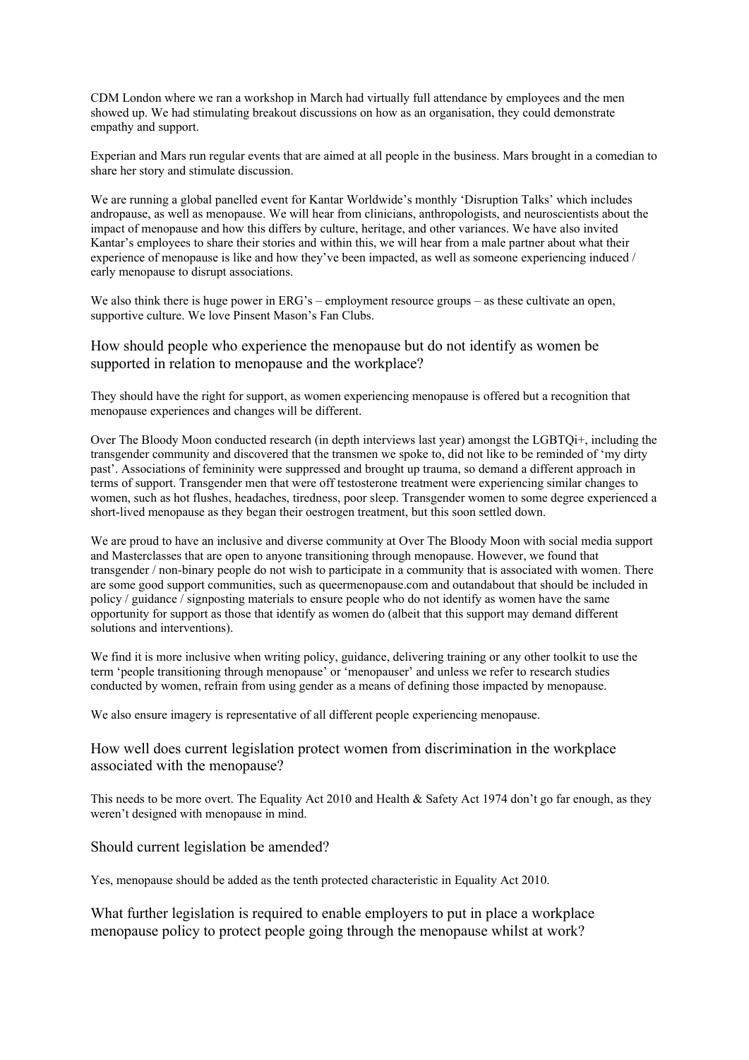CDM London where we ran a workshop in March had virtually full attendance by employees and the men showed up. We had stimulating breakout discussions on how as an organisation, they could demonstrate empathy and support.

Experian and Mars run regular events that are aimed at all people in the business. Mars brought in a comedian to share her story and stimulate discussion.

We are running a global panelled event for Kantar Worldwide's monthly 'Disruption Talks' which includes andropause, as well as menopause. We will hear from clinicians, anthropologists, and neuroscientists about the impact of menopause and how this differs by culture, heritage, and other variances. We have also invited Kantar's employees to share their stories and within this, we will hear from a male partner about what their experience of menopause is like and how they've been impacted, as well as someone experiencing induced / early menopause to disrupt associations.

We also think there is huge power in ERG's – employment resource groups – as these cultivate an open, supportive culture. We love Pinsent Mason's Fan Clubs.

## How should people who experience the menopause but do not identify as women be supported in relation to menopause and the workplace?

They should have the right for support, as women experiencing menopause is offered but a recognition that menopause experiences and changes will be different.

Over The Bloody Moon conducted research (in depth interviews last year) amongst the LGBTQi+, including the transgender community and discovered that the transmen we spoke to, did not like to be reminded of 'my dirty past'. Associations of femininity were suppressed and brought up trauma, so demand a different approach in terms of support. Transgender men that were off testosterone treatment were experiencing similar changes to women, such as hot flushes, headaches, tiredness, poor sleep. Transgender women to some degree experienced a short-lived menopause as they began their oestrogen treatment, but this soon settled down.

We are proud to have an inclusive and diverse community at Over The Bloody Moon with social media support and Masterclasses that are open to anyone transitioning through menopause. However, we found that transgender / non-binary people do not wish to participate in a community that is associated with women. There are some good support communities, such as queermenopause.com and outandabout that should be included in policy / guidance / signposting materials to ensure people who do not identify as women have the same opportunity for support as those that identify as women do (albeit that this support may demand different solutions and interventions).

We find it is more inclusive when writing policy, guidance, delivering training or any other toolkit to use the term 'people transitioning through menopause' or 'menopauser' and unless we refer to research studies conducted by women, refrain from using gender as a means of defining those impacted by menopause.

We also ensure imagery is representative of all different people experiencing menopause.

## How well does current legislation protect women from discrimination in the workplace associated with the menopause?

This needs to be more overt. The Equality Act 2010 and Health & Safety Act 1974 don't go far enough, as they weren't designed with menopause in mind.

## Should current legislation be amended?

Yes, menopause should be added as the tenth protected characteristic in Equality Act 2010.

## What further legislation is required to enable employers to put in place a workplace menopause policy to protect people going through the menopause whilst at work?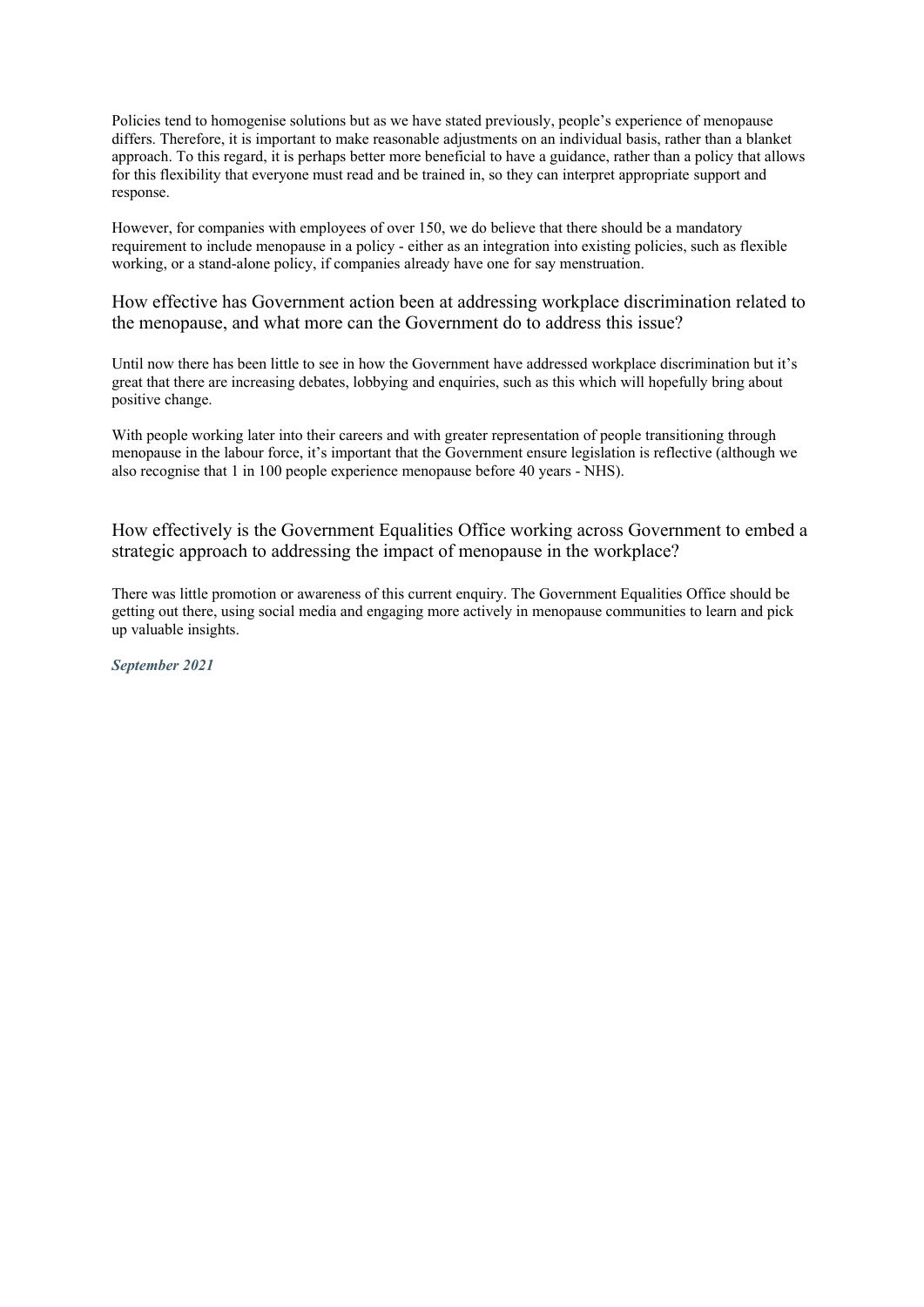Policies tend to homogenise solutions but as we have stated previously, people's experience of menopause differs. Therefore, it is important to make reasonable adjustments on an individual basis, rather than a blanket approach. To this regard, it is perhaps better more beneficial to have a guidance, rather than a policy that allows for this flexibility that everyone must read and be trained in, so they can interpret appropriate support and response.

However, for companies with employees of over 150, we do believe that there should be a mandatory requirement to include menopause in a policy - either as an integration into existing policies, such as flexible working, or a stand-alone policy, if companies already have one for say menstruation.

## How effective has Government action been at addressing workplace discrimination related to the menopause, and what more can the Government do to address this issue?

Until now there has been little to see in how the Government have addressed workplace discrimination but it's great that there are increasing debates, lobbying and enquiries, such as this which will hopefully bring about positive change.

With people working later into their careers and with greater representation of people transitioning through menopause in the labour force, it's important that the Government ensure legislation is reflective (although we also recognise that 1 in 100 people experience menopause before 40 years - NHS).

## How effectively is the Government Equalities Office working across Government to embed a strategic approach to addressing the impact of menopause in the workplace?

There was little promotion or awareness of this current enquiry. The Government Equalities Office should be getting out there, using social media and engaging more actively in menopause communities to learn and pick up valuable insights.

***September 2021***